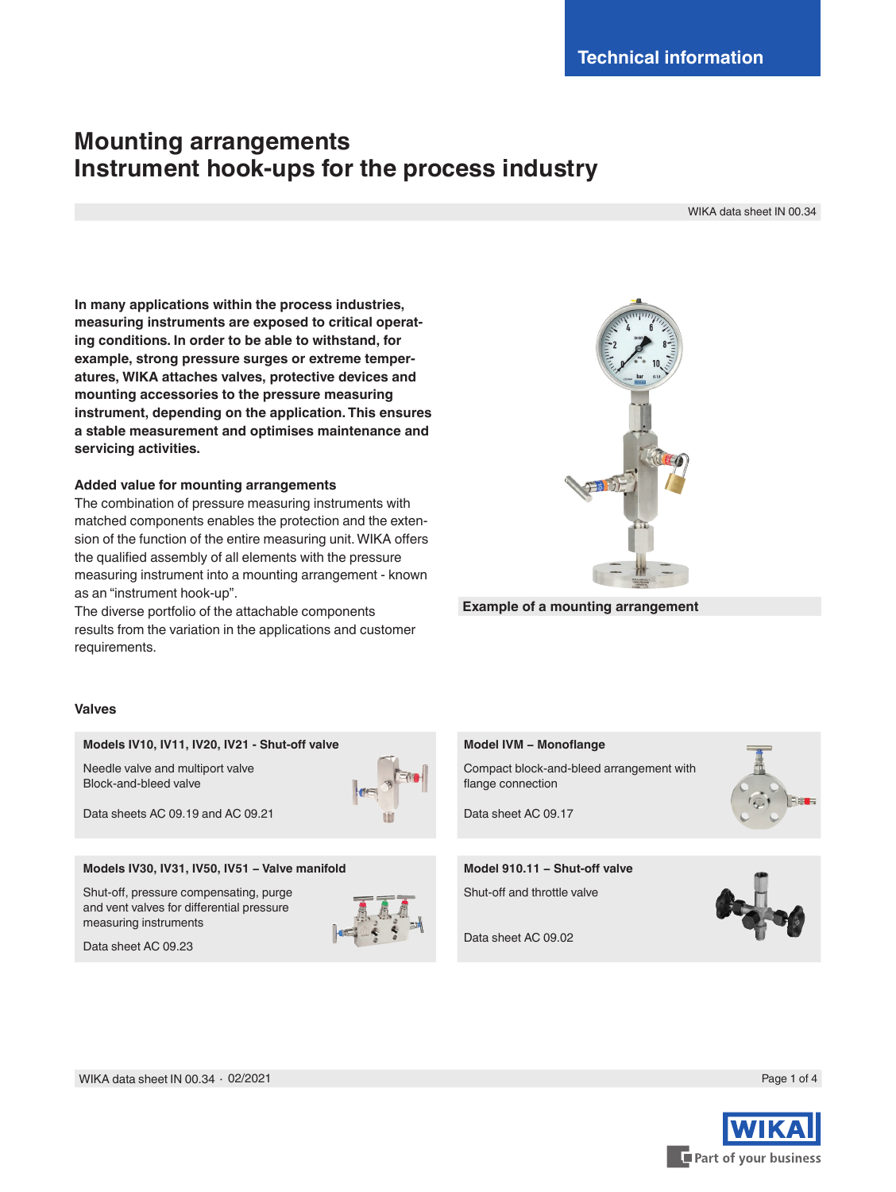Technical information

# Mounting arrangements
# Instrument hook-ups for the process industry

WIKA data sheet IN 00.34

**In many applications within the process industries, measuring instruments are exposed to critical operating conditions. In order to be able to withstand, for example, strong pressure surges or extreme temperatures, WIKA attaches valves, protective devices and mounting accessories to the pressure measuring instrument, depending on the application. This ensures a stable measurement and optimises maintenance and servicing activities.**

### Added value for mounting arrangements

The combination of pressure measuring instruments with matched components enables the protection and the extension of the function of the entire measuring unit. WIKA offers the qualified assembly of all elements with the pressure measuring instrument into a mounting arrangement - known as an "instrument hook-up".
The diverse portfolio of the attachable components results from the variation in the applications and customer requirements.

**Example of a mounting arrangement**

## Valves

**Models IV10, IV11, IV20, IV21 - Shut-off valve**

Needle valve and multiport valve
Block-and-bleed valve

Data sheets AC 09.19 and AC 09.21

**Model IVM – Monoflange**

Compact block-and-bleed arrangement with flange connection

Data sheet AC 09.17

**Models IV30, IV31, IV50, IV51 – Valve manifold**

Shut-off, pressure compensating, purge and vent valves for differential pressure measuring instruments

Data sheet AC 09.23

**Model 910.11 – Shut-off valve**

Shut-off and throttle valve

Data sheet AC 09.02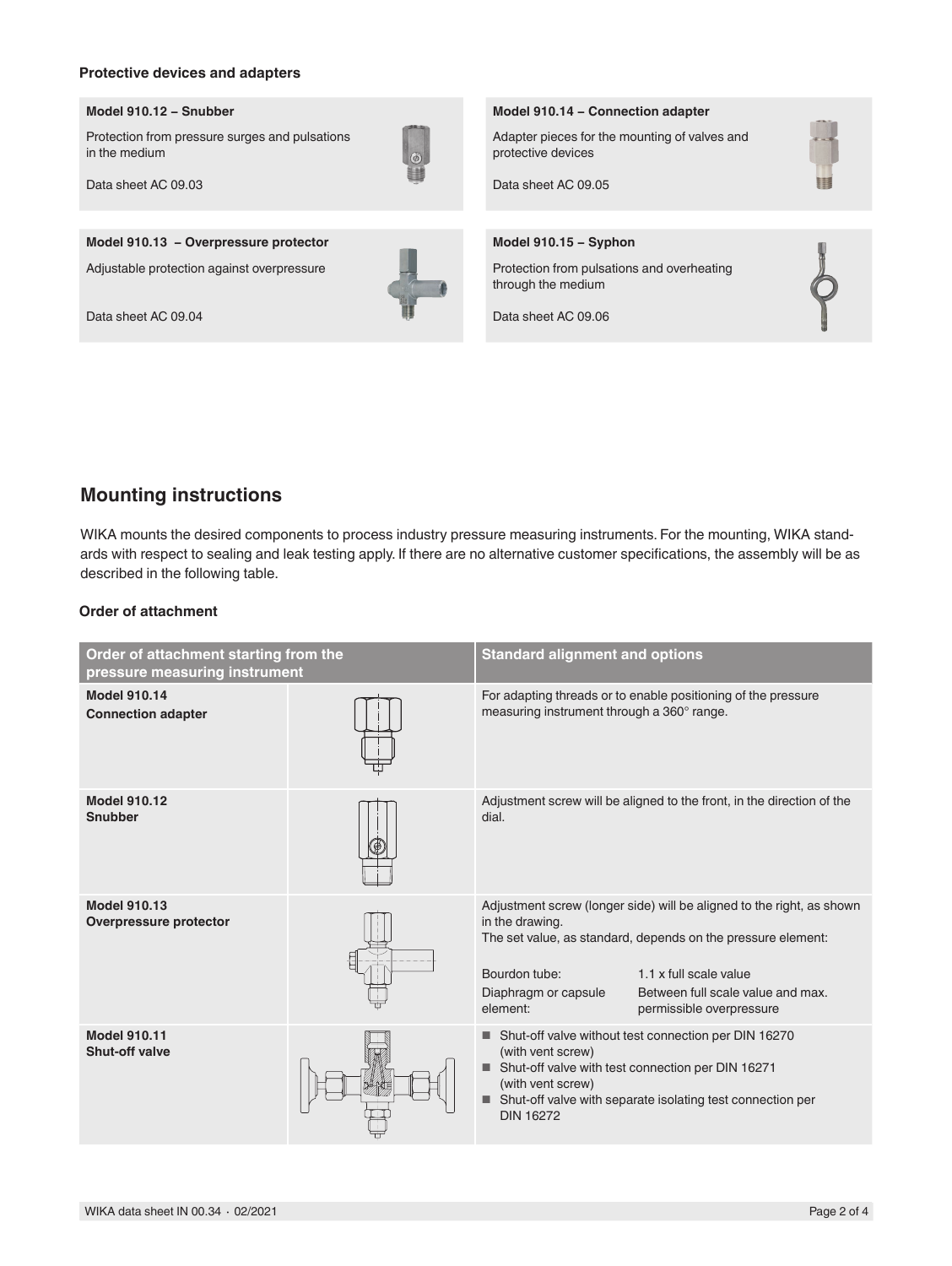**Protective devices and adapters**

**Model 910.12 – Snubber**

Protection from pressure surges and pulsations in the medium

Data sheet AC 09.03

**Model 910.14 – Connection adapter**

Adapter pieces for the mounting of valves and protective devices

Data sheet AC 09.05

**Model 910.13 – Overpressure protector**

Adjustable protection against overpressure

Data sheet AC 09.04

**Model 910.15 – Syphon**

Protection from pulsations and overheating through the medium

Data sheet AC 09.06

## Mounting instructions

WIKA mounts the desired components to process industry pressure measuring instruments. For the mounting, WIKA standards with respect to sealing and leak testing apply. If there are no alternative customer specifications, the assembly will be as described in the following table.

### Order of attachment

| Order of attachment starting from the pressure measuring instrument | | Standard alignment and options |
|---|---|---|
| **Model 910.14**<br>**Connection adapter** | | For adapting threads or to enable positioning of the pressure measuring instrument through a 360° range. |
| **Model 910.12**<br>**Snubber** | | Adjustment screw will be aligned to the front, in the direction of the dial. |
| **Model 910.13**<br>**Overpressure protector** | | Adjustment screw (longer side) will be aligned to the right, as shown in the drawing.<br>The set value, as standard, depends on the pressure element:<br>Bourdon tube: 1.1 x full scale value<br>Diaphragm or capsule element: Between full scale value and max. permissible overpressure |
| **Model 910.11**<br>**Shut-off valve** | | ■ Shut-off valve without test connection per DIN 16270 (with vent screw)<br>■ Shut-off valve with test connection per DIN 16271 (with vent screw)<br>■ Shut-off valve with separate isolating test connection per DIN 16272 |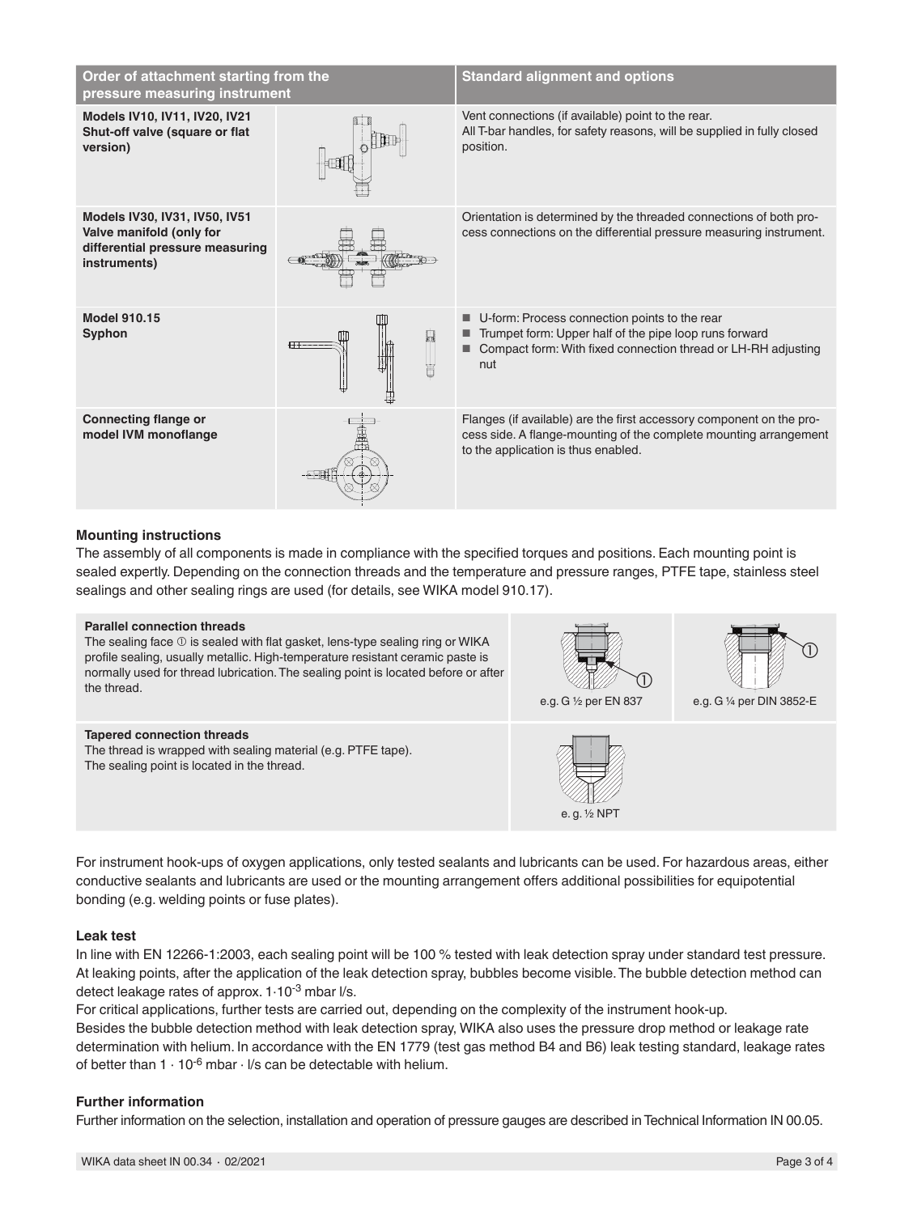| Order of attachment starting from the pressure measuring instrument | | Standard alignment and options |
|---|---|---|
| **Models IV10, IV11, IV20, IV21 Shut-off valve (square or flat version)** | | Vent connections (if available) point to the rear. All T-bar handles, for safety reasons, will be supplied in fully closed position. |
| **Models IV30, IV31, IV50, IV51 Valve manifold (only for differential pressure measuring instruments)** | | Orientation is determined by the threaded connections of both process connections on the differential pressure measuring instrument. |
| **Model 910.15 Syphon** | | ■ U-form: Process connection points to the rear<br>■ Trumpet form: Upper half of the pipe loop runs forward<br>■ Compact form: With fixed connection thread or LH-RH adjusting nut |
| **Connecting flange or model IVM monoflange** | | Flanges (if available) are the first accessory component on the process side. A flange-mounting of the complete mounting arrangement to the application is thus enabled. |

### Mounting instructions

The assembly of all components is made in compliance with the specified torques and positions. Each mounting point is sealed expertly. Depending on the connection threads and the temperature and pressure ranges, PTFE tape, stainless steel sealings and other sealing rings are used (for details, see WIKA model 910.17).

| | | |
|---|---|---|
| **Parallel connection threads**<br>The sealing face ① is sealed with flat gasket, lens-type sealing ring or WIKA profile sealing, usually metallic. High-temperature resistant ceramic paste is normally used for thread lubrication. The sealing point is located before or after the thread. | e.g. G ½ per EN 837 | e.g. G ¼ per DIN 3852-E |
| **Tapered connection threads**<br>The thread is wrapped with sealing material (e.g. PTFE tape). The sealing point is located in the thread. | e. g. ½ NPT | |

For instrument hook-ups of oxygen applications, only tested sealants and lubricants can be used. For hazardous areas, either conductive sealants and lubricants are used or the mounting arrangement offers additional possibilities for equipotential bonding (e.g. welding points or fuse plates).

### Leak test

In line with EN 12266-1:2003, each sealing point will be 100 % tested with leak detection spray under standard test pressure. At leaking points, after the application of the leak detection spray, bubbles become visible. The bubble detection method can detect leakage rates of approx. $1 \cdot 10^{-3}$ mbar l/s.

For critical applications, further tests are carried out, depending on the complexity of the instrument hook-up.

Besides the bubble detection method with leak detection spray, WIKA also uses the pressure drop method or leakage rate determination with helium. In accordance with the EN 1779 (test gas method B4 and B6) leak testing standard, leakage rates of better than $1 \cdot 10^{-6}$ mbar · l/s can be detectable with helium.

### Further information

Further information on the selection, installation and operation of pressure gauges are described in Technical Information IN 00.05.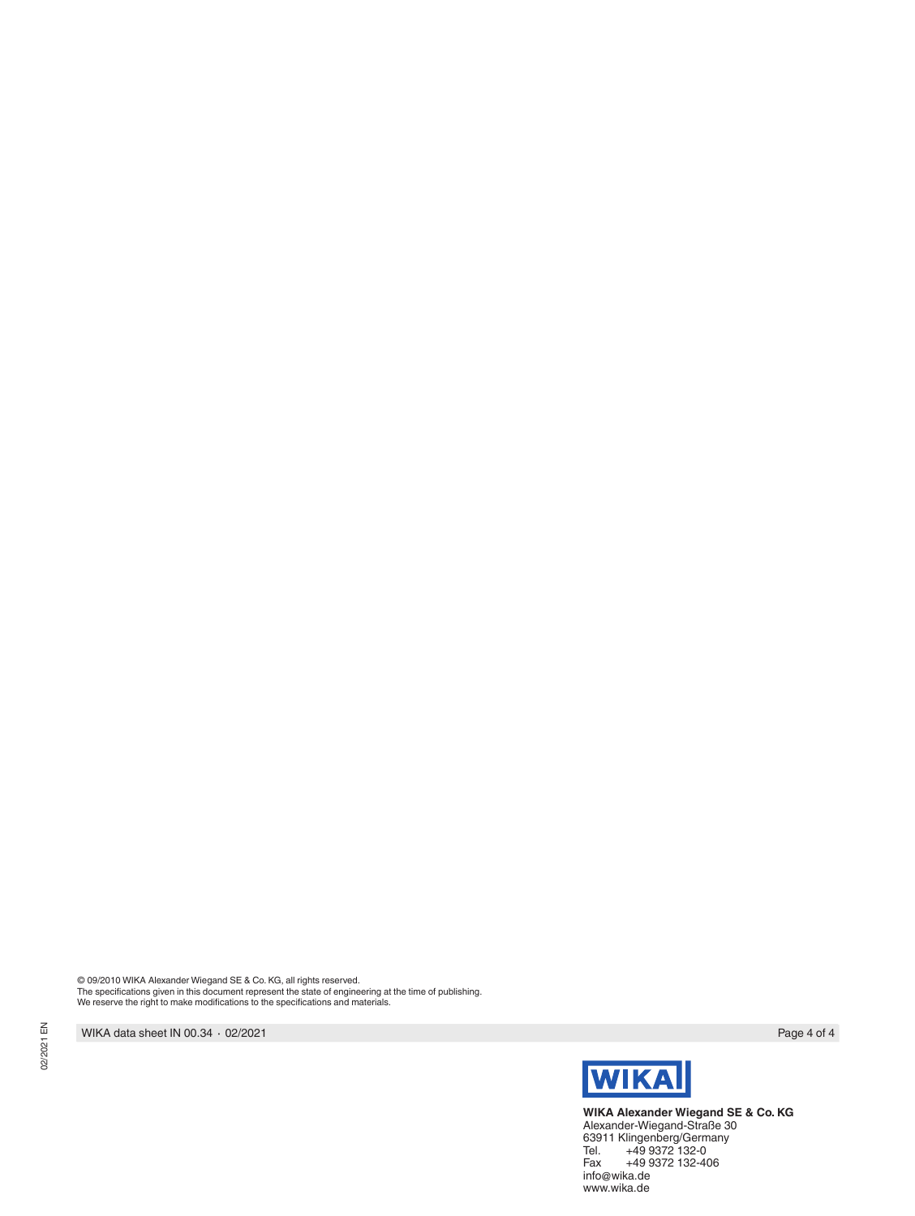© 09/2010 WIKA Alexander Wiegand SE & Co. KG, all rights reserved.
The specifications given in this document represent the state of engineering at the time of publishing.
We reserve the right to make modifications to the specifications and materials.

**WIKA Alexander Wiegand SE & Co. KG**
Alexander-Wiegand-Straße 30
63911 Klingenberg/Germany
Tel. +49 9372 132-0
Fax +49 9372 132-406
info@wika.de
www.wika.de